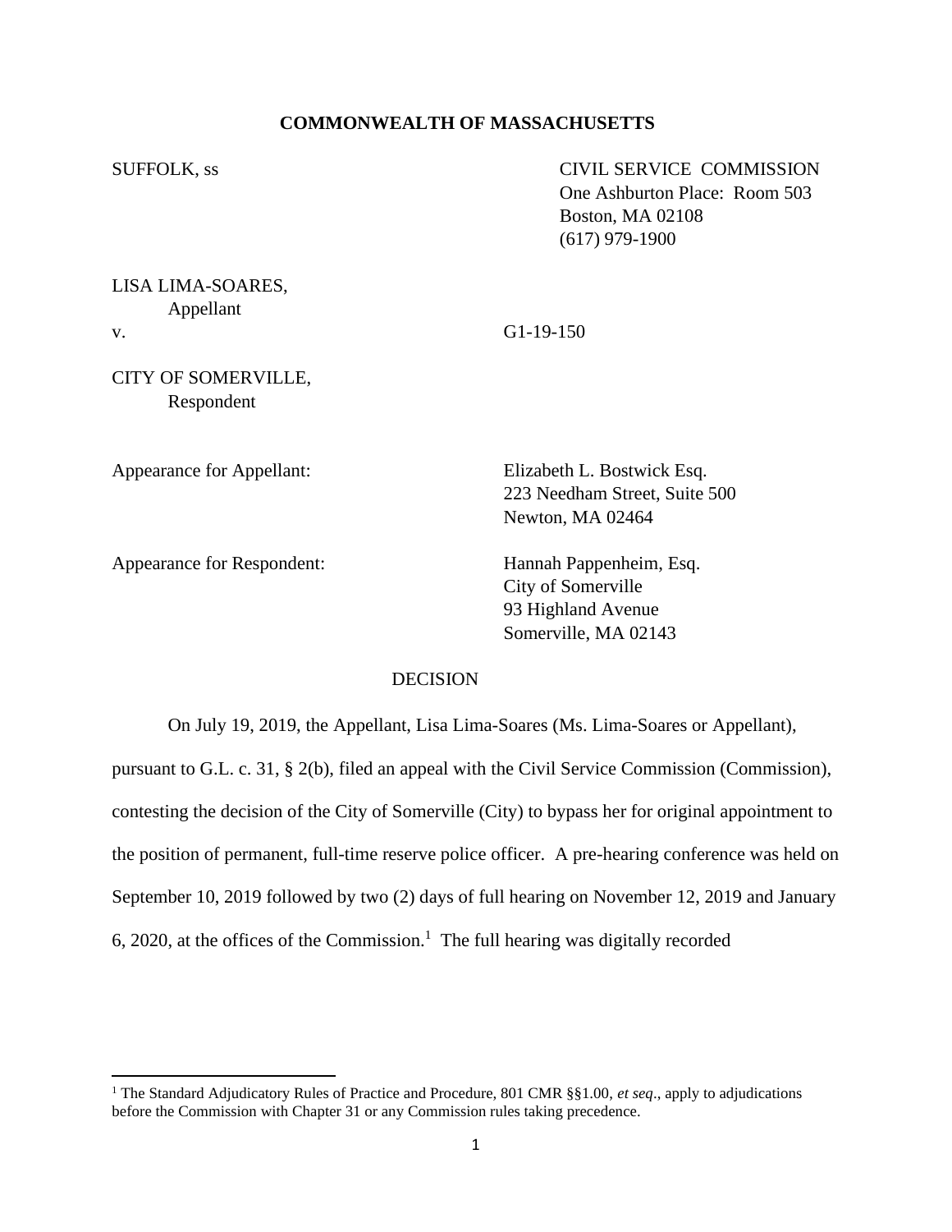**COMMONWEALTH OF MASSACHUSETTS**

SUFFOLK, ss

CIVIL SERVICE COMMISSION
One Ashburton Place: Room 503
Boston, MA 02108
(617) 979-1900

LISA LIMA-SOARES,
Appellant

v. G1-19-150

CITY OF SOMERVILLE,
Respondent

Appearance for Appellant: Elizabeth L. Bostwick Esq.
223 Needham Street, Suite 500
Newton, MA 02464

Appearance for Respondent: Hannah Pappenheim, Esq.
City of Somerville
93 Highland Avenue
Somerville, MA 02143

DECISION

On July 19, 2019, the Appellant, Lisa Lima-Soares (Ms. Lima-Soares or Appellant), pursuant to G.L. c. 31, § 2(b), filed an appeal with the Civil Service Commission (Commission), contesting the decision of the City of Somerville (City) to bypass her for original appointment to the position of permanent, full-time reserve police officer. A pre-hearing conference was held on September 10, 2019 followed by two (2) days of full hearing on November 12, 2019 and January 6, 2020, at the offices of the Commission.[1] The full hearing was digitally recorded

[1] The Standard Adjudicatory Rules of Practice and Procedure, 801 CMR §§1.00, *et seq*., apply to adjudications before the Commission with Chapter 31 or any Commission rules taking precedence.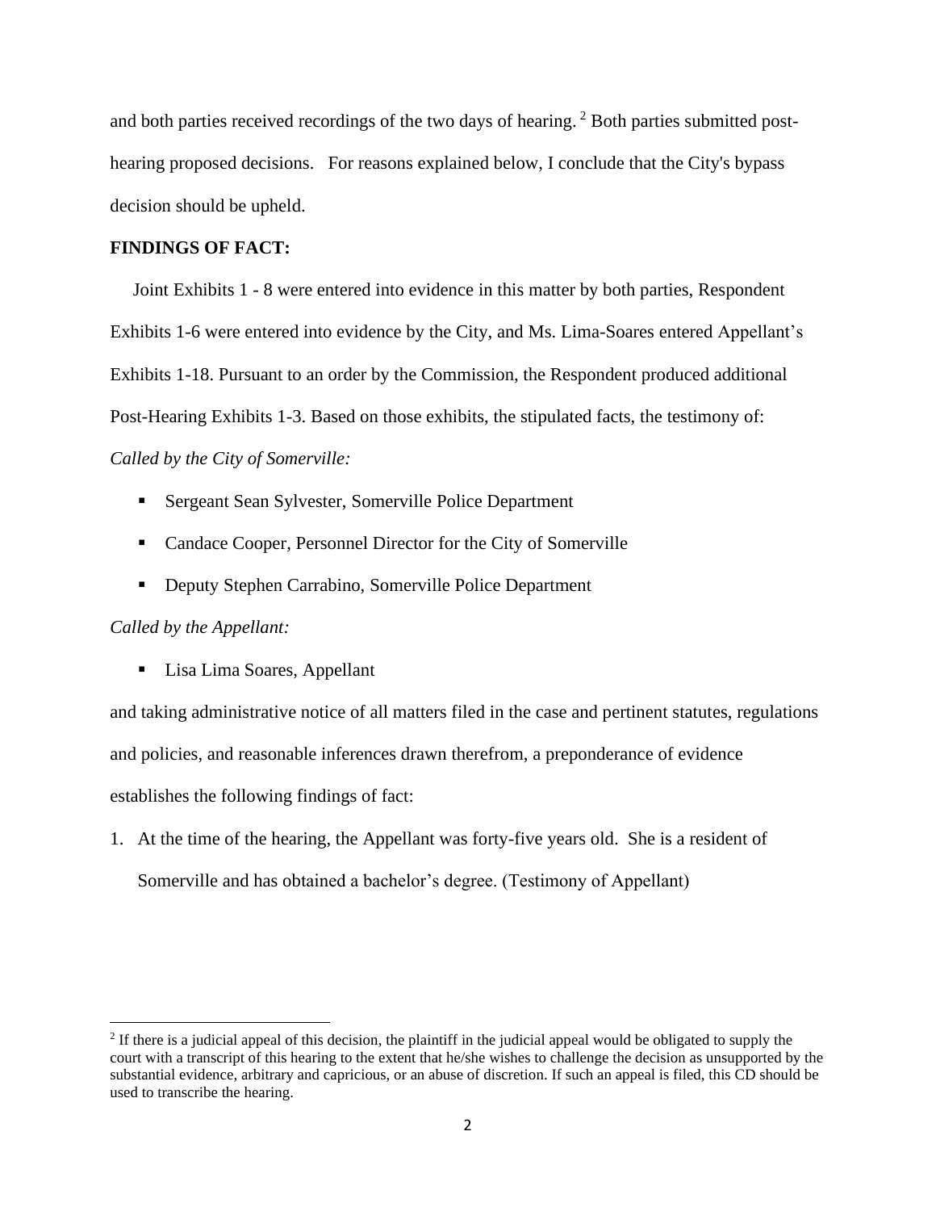and both parties received recordings of the two days of hearing.[2] Both parties submitted post-hearing proposed decisions. For reasons explained below, I conclude that the City's bypass decision should be upheld.

**FINDINGS OF FACT:**

Joint Exhibits 1 - 8 were entered into evidence in this matter by both parties, Respondent Exhibits 1-6 were entered into evidence by the City, and Ms. Lima-Soares entered Appellant's Exhibits 1-18. Pursuant to an order by the Commission, the Respondent produced additional Post-Hearing Exhibits 1-3. Based on those exhibits, the stipulated facts, the testimony of:

*Called by the City of Somerville:*

- Sergeant Sean Sylvester, Somerville Police Department
- Candace Cooper, Personnel Director for the City of Somerville
- Deputy Stephen Carrabino, Somerville Police Department

*Called by the Appellant:*

- Lisa Lima Soares, Appellant

and taking administrative notice of all matters filed in the case and pertinent statutes, regulations and policies, and reasonable inferences drawn therefrom, a preponderance of evidence establishes the following findings of fact:

1. At the time of the hearing, the Appellant was forty-five years old. She is a resident of Somerville and has obtained a bachelor's degree. (Testimony of Appellant)

[2] If there is a judicial appeal of this decision, the plaintiff in the judicial appeal would be obligated to supply the court with a transcript of this hearing to the extent that he/she wishes to challenge the decision as unsupported by the substantial evidence, arbitrary and capricious, or an abuse of discretion. If such an appeal is filed, this CD should be used to transcribe the hearing.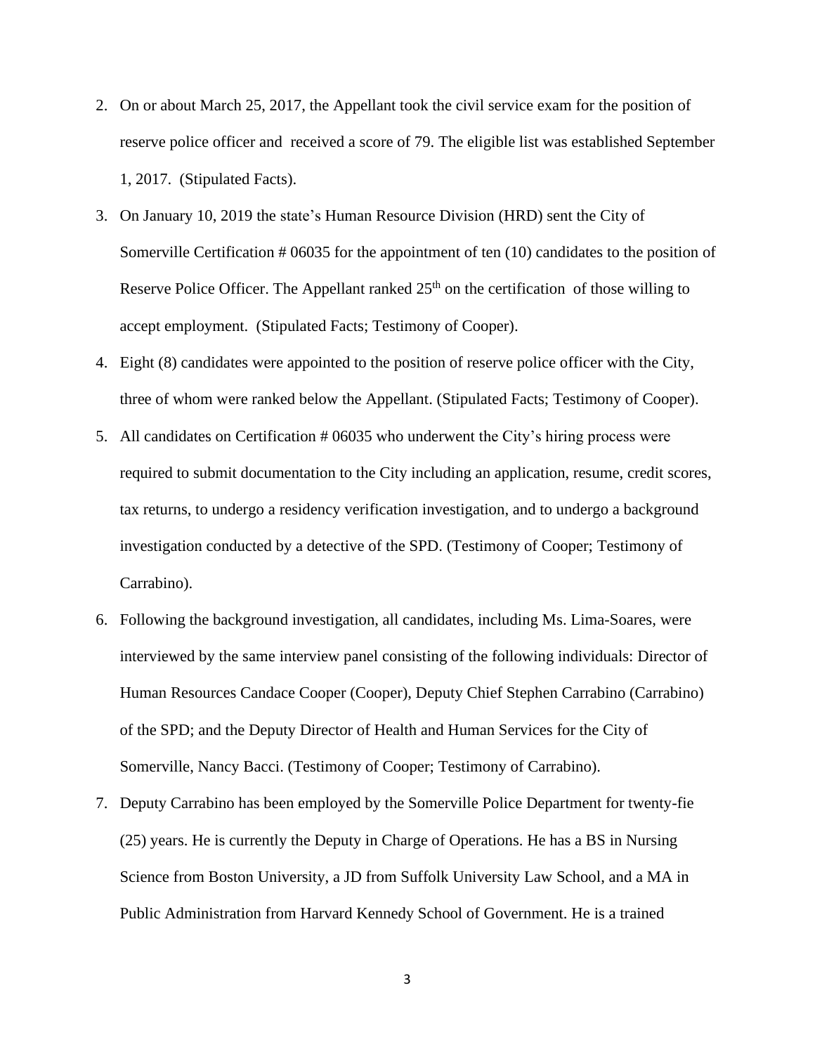2. On or about March 25, 2017, the Appellant took the civil service exam for the position of reserve police officer and received a score of 79. The eligible list was established September 1, 2017. (Stipulated Facts).
3. On January 10, 2019 the state's Human Resource Division (HRD) sent the City of Somerville Certification # 06035 for the appointment of ten (10) candidates to the position of Reserve Police Officer. The Appellant ranked 25th on the certification of those willing to accept employment. (Stipulated Facts; Testimony of Cooper).
4. Eight (8) candidates were appointed to the position of reserve police officer with the City, three of whom were ranked below the Appellant. (Stipulated Facts; Testimony of Cooper).
5. All candidates on Certification # 06035 who underwent the City's hiring process were required to submit documentation to the City including an application, resume, credit scores, tax returns, to undergo a residency verification investigation, and to undergo a background investigation conducted by a detective of the SPD. (Testimony of Cooper; Testimony of Carrabino).
6. Following the background investigation, all candidates, including Ms. Lima-Soares, were interviewed by the same interview panel consisting of the following individuals: Director of Human Resources Candace Cooper (Cooper), Deputy Chief Stephen Carrabino (Carrabino) of the SPD; and the Deputy Director of Health and Human Services for the City of Somerville, Nancy Bacci. (Testimony of Cooper; Testimony of Carrabino).
7. Deputy Carrabino has been employed by the Somerville Police Department for twenty-fie (25) years. He is currently the Deputy in Charge of Operations. He has a BS in Nursing Science from Boston University, a JD from Suffolk University Law School, and a MA in Public Administration from Harvard Kennedy School of Government. He is a trained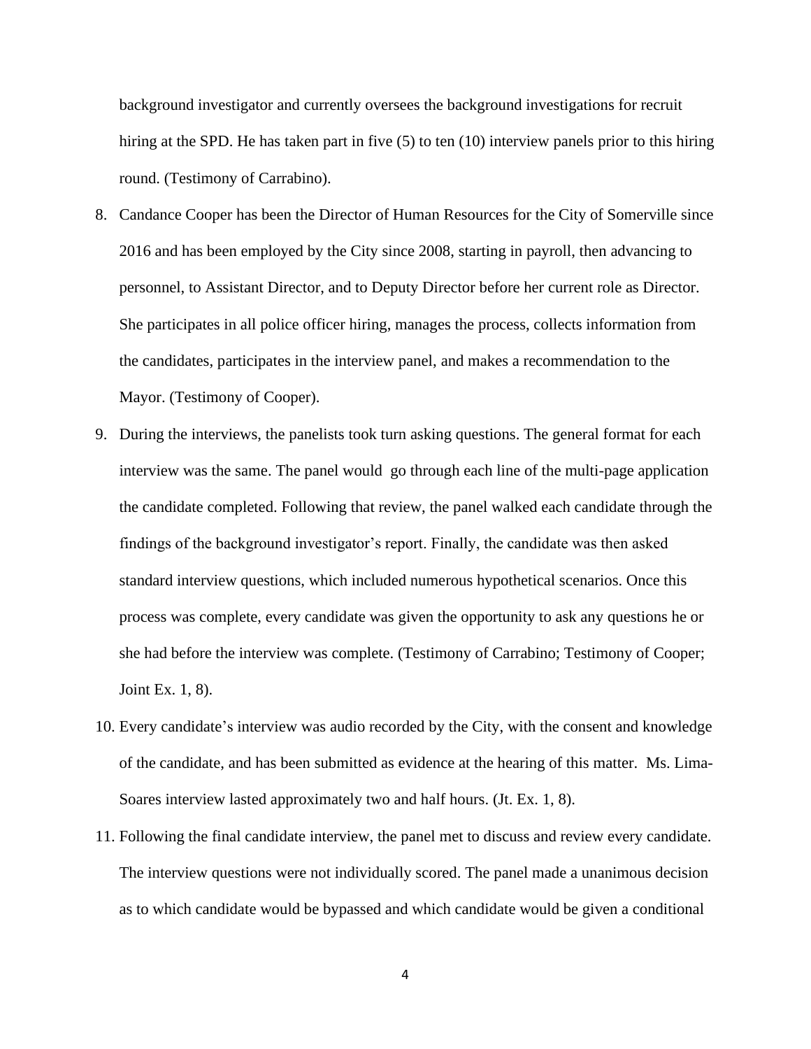background investigator and currently oversees the background investigations for recruit hiring at the SPD. He has taken part in five (5) to ten (10) interview panels prior to this hiring round. (Testimony of Carrabino).

8. Candance Cooper has been the Director of Human Resources for the City of Somerville since 2016 and has been employed by the City since 2008, starting in payroll, then advancing to personnel, to Assistant Director, and to Deputy Director before her current role as Director. She participates in all police officer hiring, manages the process, collects information from the candidates, participates in the interview panel, and makes a recommendation to the Mayor. (Testimony of Cooper).

9. During the interviews, the panelists took turn asking questions. The general format for each interview was the same. The panel would go through each line of the multi-page application the candidate completed. Following that review, the panel walked each candidate through the findings of the background investigator's report. Finally, the candidate was then asked standard interview questions, which included numerous hypothetical scenarios. Once this process was complete, every candidate was given the opportunity to ask any questions he or she had before the interview was complete. (Testimony of Carrabino; Testimony of Cooper; Joint Ex. 1, 8).

10. Every candidate's interview was audio recorded by the City, with the consent and knowledge of the candidate, and has been submitted as evidence at the hearing of this matter. Ms. Lima-Soares interview lasted approximately two and half hours. (Jt. Ex. 1, 8).

11. Following the final candidate interview, the panel met to discuss and review every candidate. The interview questions were not individually scored. The panel made a unanimous decision as to which candidate would be bypassed and which candidate would be given a conditional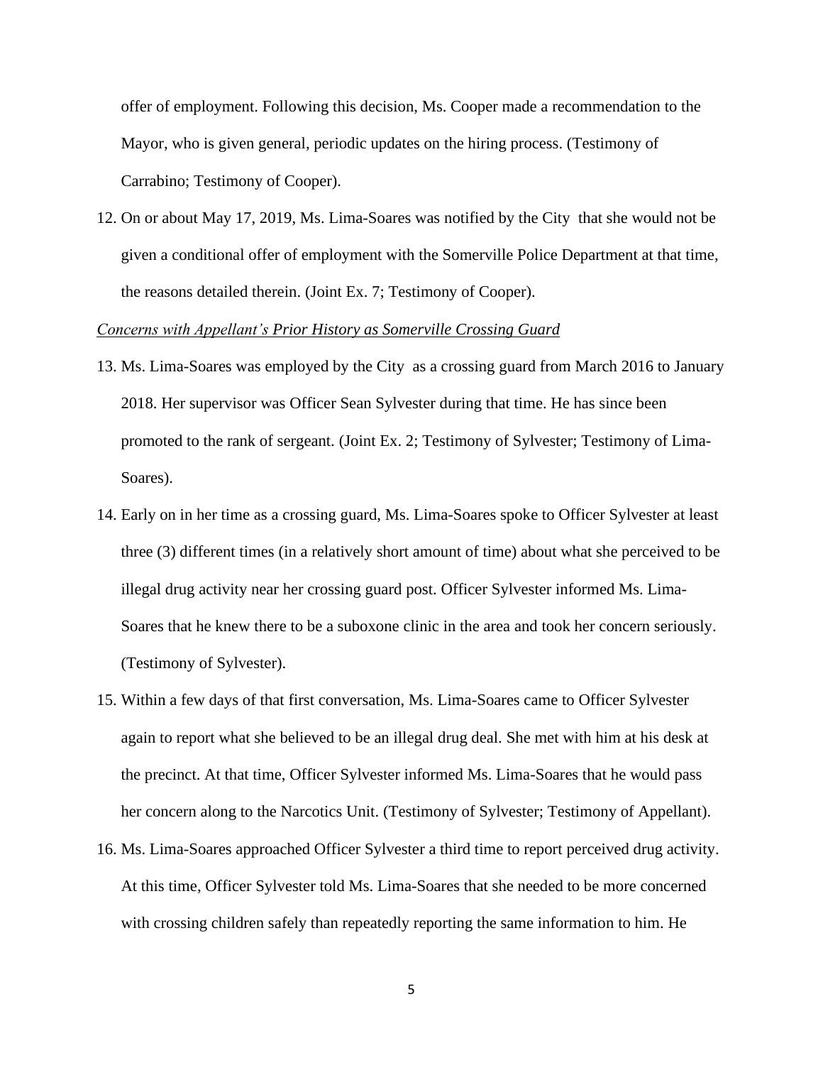offer of employment. Following this decision, Ms. Cooper made a recommendation to the Mayor, who is given general, periodic updates on the hiring process. (Testimony of Carrabino; Testimony of Cooper).

12. On or about May 17, 2019, Ms. Lima-Soares was notified by the City that she would not be given a conditional offer of employment with the Somerville Police Department at that time, the reasons detailed therein. (Joint Ex. 7; Testimony of Cooper).

*Concerns with Appellant's Prior History as Somerville Crossing Guard*

13. Ms. Lima-Soares was employed by the City as a crossing guard from March 2016 to January 2018. Her supervisor was Officer Sean Sylvester during that time. He has since been promoted to the rank of sergeant. (Joint Ex. 2; Testimony of Sylvester; Testimony of Lima-Soares).

14. Early on in her time as a crossing guard, Ms. Lima-Soares spoke to Officer Sylvester at least three (3) different times (in a relatively short amount of time) about what she perceived to be illegal drug activity near her crossing guard post. Officer Sylvester informed Ms. Lima-Soares that he knew there to be a suboxone clinic in the area and took her concern seriously. (Testimony of Sylvester).

15. Within a few days of that first conversation, Ms. Lima-Soares came to Officer Sylvester again to report what she believed to be an illegal drug deal. She met with him at his desk at the precinct. At that time, Officer Sylvester informed Ms. Lima-Soares that he would pass her concern along to the Narcotics Unit. (Testimony of Sylvester; Testimony of Appellant).

16. Ms. Lima-Soares approached Officer Sylvester a third time to report perceived drug activity. At this time, Officer Sylvester told Ms. Lima-Soares that she needed to be more concerned with crossing children safely than repeatedly reporting the same information to him. He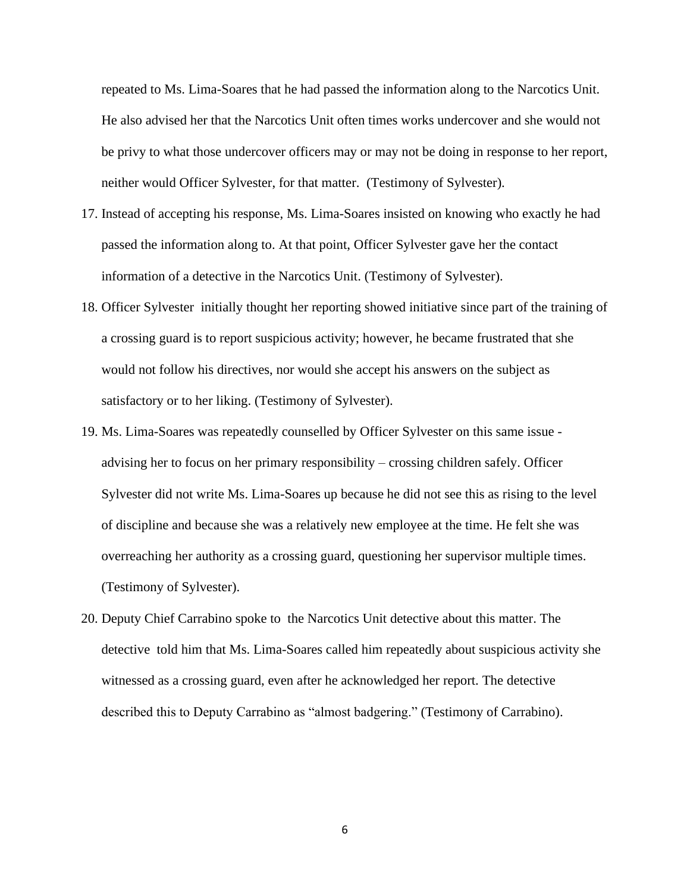repeated to Ms. Lima-Soares that he had passed the information along to the Narcotics Unit. He also advised her that the Narcotics Unit often times works undercover and she would not be privy to what those undercover officers may or may not be doing in response to her report, neither would Officer Sylvester, for that matter. (Testimony of Sylvester).

17. Instead of accepting his response, Ms. Lima-Soares insisted on knowing who exactly he had passed the information along to. At that point, Officer Sylvester gave her the contact information of a detective in the Narcotics Unit. (Testimony of Sylvester).
18. Officer Sylvester initially thought her reporting showed initiative since part of the training of a crossing guard is to report suspicious activity; however, he became frustrated that she would not follow his directives, nor would she accept his answers on the subject as satisfactory or to her liking. (Testimony of Sylvester).
19. Ms. Lima-Soares was repeatedly counselled by Officer Sylvester on this same issue - advising her to focus on her primary responsibility – crossing children safely. Officer Sylvester did not write Ms. Lima-Soares up because he did not see this as rising to the level of discipline and because she was a relatively new employee at the time. He felt she was overreaching her authority as a crossing guard, questioning her supervisor multiple times. (Testimony of Sylvester).
20. Deputy Chief Carrabino spoke to the Narcotics Unit detective about this matter. The detective told him that Ms. Lima-Soares called him repeatedly about suspicious activity she witnessed as a crossing guard, even after he acknowledged her report. The detective described this to Deputy Carrabino as "almost badgering." (Testimony of Carrabino).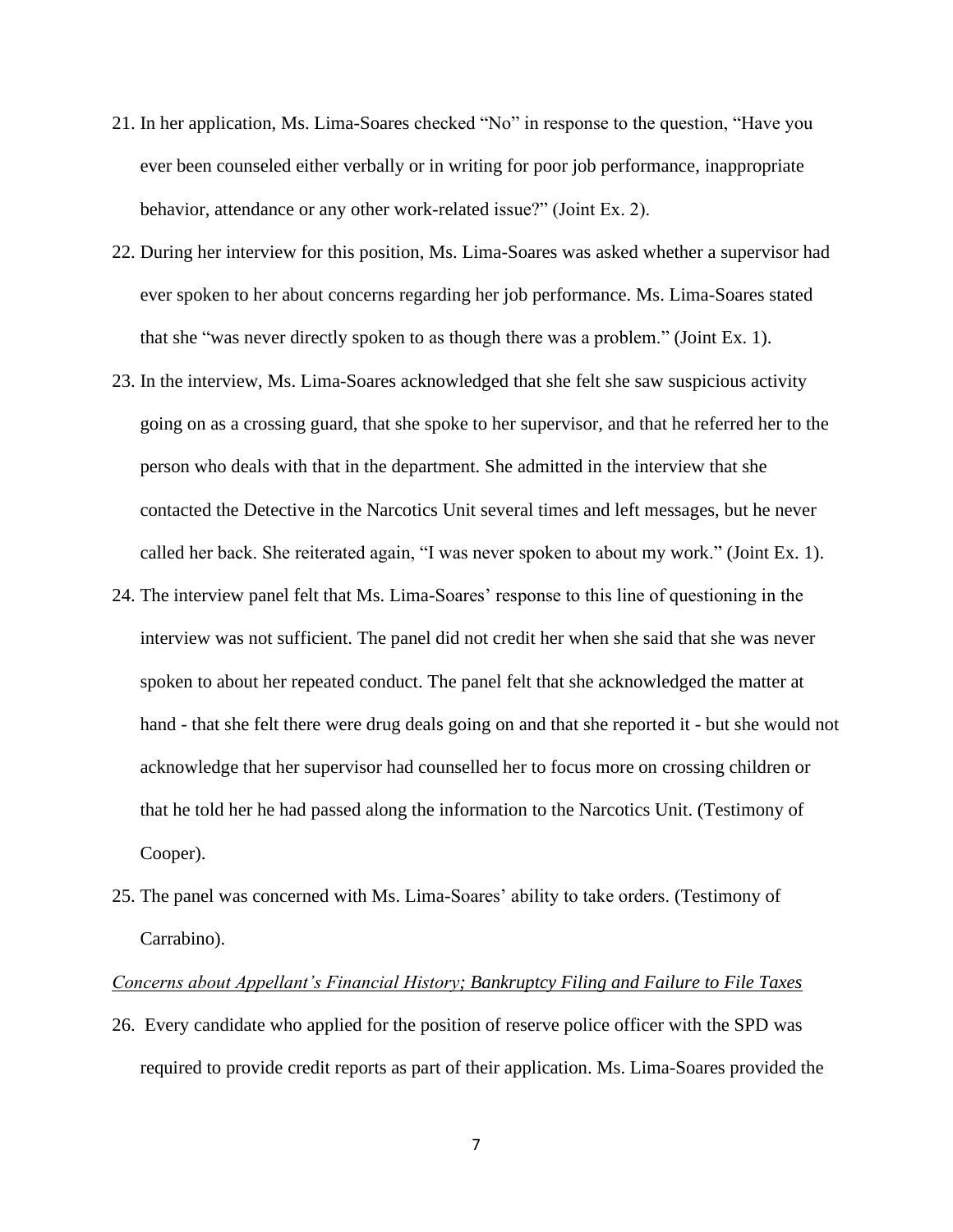21. In her application, Ms. Lima-Soares checked "No" in response to the question, "Have you ever been counseled either verbally or in writing for poor job performance, inappropriate behavior, attendance or any other work-related issue?" (Joint Ex. 2).

22. During her interview for this position, Ms. Lima-Soares was asked whether a supervisor had ever spoken to her about concerns regarding her job performance. Ms. Lima-Soares stated that she "was never directly spoken to as though there was a problem." (Joint Ex. 1).

23. In the interview, Ms. Lima-Soares acknowledged that she felt she saw suspicious activity going on as a crossing guard, that she spoke to her supervisor, and that he referred her to the person who deals with that in the department. She admitted in the interview that she contacted the Detective in the Narcotics Unit several times and left messages, but he never called her back. She reiterated again, "I was never spoken to about my work." (Joint Ex. 1).

24. The interview panel felt that Ms. Lima-Soares' response to this line of questioning in the interview was not sufficient. The panel did not credit her when she said that she was never spoken to about her repeated conduct. The panel felt that she acknowledged the matter at hand - that she felt there were drug deals going on and that she reported it - but she would not acknowledge that her supervisor had counselled her to focus more on crossing children or that he told her he had passed along the information to the Narcotics Unit. (Testimony of Cooper).

25. The panel was concerned with Ms. Lima-Soares' ability to take orders. (Testimony of Carrabino).

*<u>Concerns about Appellant's Financial History; Bankruptcy Filing and Failure to File Taxes</u>*

26. Every candidate who applied for the position of reserve police officer with the SPD was required to provide credit reports as part of their application. Ms. Lima-Soares provided the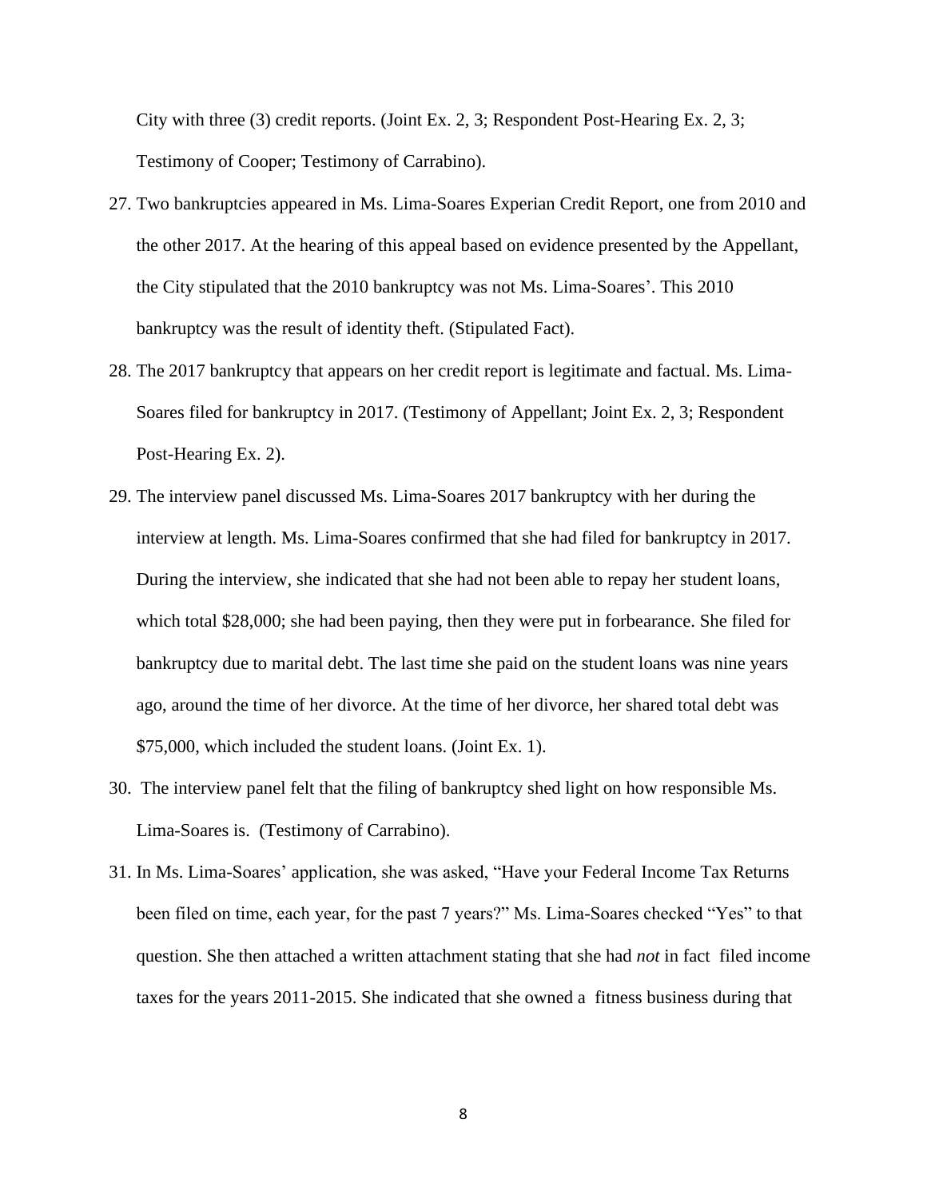City with three (3) credit reports. (Joint Ex. 2, 3; Respondent Post-Hearing Ex. 2, 3; Testimony of Cooper; Testimony of Carrabino).

27. Two bankruptcies appeared in Ms. Lima-Soares Experian Credit Report, one from 2010 and the other 2017. At the hearing of this appeal based on evidence presented by the Appellant, the City stipulated that the 2010 bankruptcy was not Ms. Lima-Soares'. This 2010 bankruptcy was the result of identity theft. (Stipulated Fact).

28. The 2017 bankruptcy that appears on her credit report is legitimate and factual. Ms. Lima-Soares filed for bankruptcy in 2017. (Testimony of Appellant; Joint Ex. 2, 3; Respondent Post-Hearing Ex. 2).

29. The interview panel discussed Ms. Lima-Soares 2017 bankruptcy with her during the interview at length. Ms. Lima-Soares confirmed that she had filed for bankruptcy in 2017. During the interview, she indicated that she had not been able to repay her student loans, which total $28,000; she had been paying, then they were put in forbearance. She filed for bankruptcy due to marital debt. The last time she paid on the student loans was nine years ago, around the time of her divorce. At the time of her divorce, her shared total debt was $75,000, which included the student loans. (Joint Ex. 1).

30. The interview panel felt that the filing of bankruptcy shed light on how responsible Ms. Lima-Soares is. (Testimony of Carrabino).

31. In Ms. Lima-Soares' application, she was asked, "Have your Federal Income Tax Returns been filed on time, each year, for the past 7 years?" Ms. Lima-Soares checked "Yes" to that question. She then attached a written attachment stating that she had *not* in fact filed income taxes for the years 2011-2015. She indicated that she owned a fitness business during that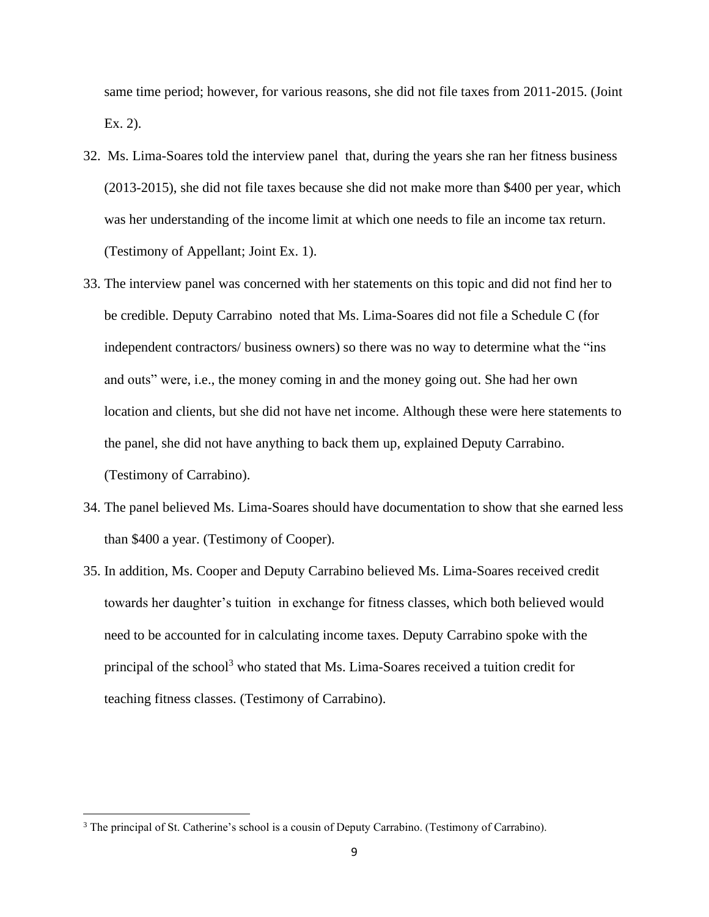same time period; however, for various reasons, she did not file taxes from 2011-2015. (Joint Ex. 2).

32. Ms. Lima-Soares told the interview panel that, during the years she ran her fitness business (2013-2015), she did not file taxes because she did not make more than $400 per year, which was her understanding of the income limit at which one needs to file an income tax return. (Testimony of Appellant; Joint Ex. 1).

33. The interview panel was concerned with her statements on this topic and did not find her to be credible. Deputy Carrabino noted that Ms. Lima-Soares did not file a Schedule C (for independent contractors/ business owners) so there was no way to determine what the "ins and outs" were, i.e., the money coming in and the money going out. She had her own location and clients, but she did not have net income. Although these were here statements to the panel, she did not have anything to back them up, explained Deputy Carrabino. (Testimony of Carrabino).

34. The panel believed Ms. Lima-Soares should have documentation to show that she earned less than $400 a year. (Testimony of Cooper).

35. In addition, Ms. Cooper and Deputy Carrabino believed Ms. Lima-Soares received credit towards her daughter's tuition in exchange for fitness classes, which both believed would need to be accounted for in calculating income taxes. Deputy Carrabino spoke with the principal of the school[3] who stated that Ms. Lima-Soares received a tuition credit for teaching fitness classes. (Testimony of Carrabino).

[3] The principal of St. Catherine's school is a cousin of Deputy Carrabino. (Testimony of Carrabino).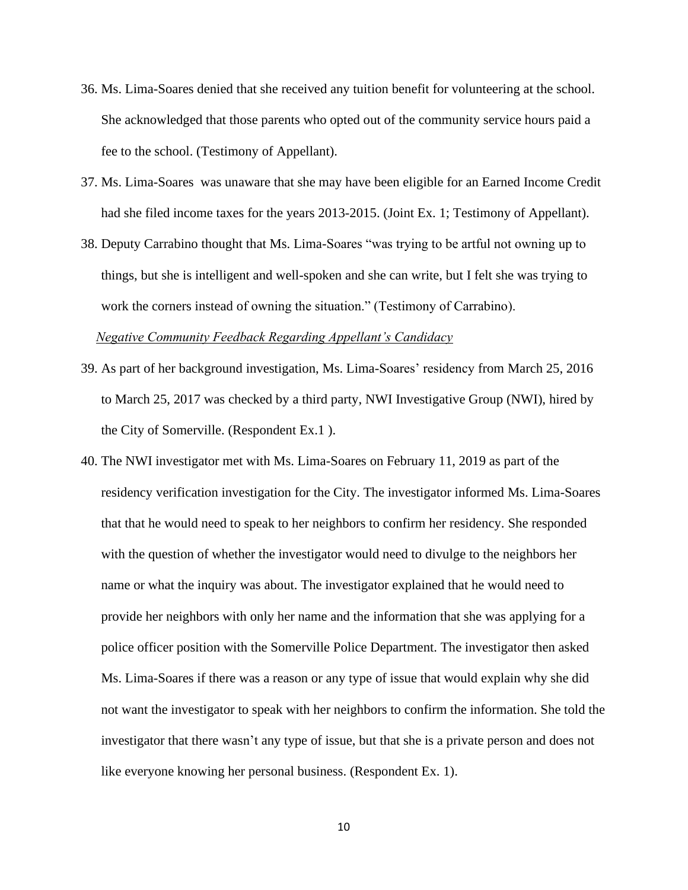36. Ms. Lima-Soares denied that she received any tuition benefit for volunteering at the school. She acknowledged that those parents who opted out of the community service hours paid a fee to the school. (Testimony of Appellant).

37. Ms. Lima-Soares was unaware that she may have been eligible for an Earned Income Credit had she filed income taxes for the years 2013-2015. (Joint Ex. 1; Testimony of Appellant).

38. Deputy Carrabino thought that Ms. Lima-Soares "was trying to be artful not owning up to things, but she is intelligent and well-spoken and she can write, but I felt she was trying to work the corners instead of owning the situation." (Testimony of Carrabino).

*Negative Community Feedback Regarding Appellant's Candidacy*

39. As part of her background investigation, Ms. Lima-Soares' residency from March 25, 2016 to March 25, 2017 was checked by a third party, NWI Investigative Group (NWI), hired by the City of Somerville. (Respondent Ex.1 ).

40. The NWI investigator met with Ms. Lima-Soares on February 11, 2019 as part of the residency verification investigation for the City. The investigator informed Ms. Lima-Soares that that he would need to speak to her neighbors to confirm her residency. She responded with the question of whether the investigator would need to divulge to the neighbors her name or what the inquiry was about. The investigator explained that he would need to provide her neighbors with only her name and the information that she was applying for a police officer position with the Somerville Police Department. The investigator then asked Ms. Lima-Soares if there was a reason or any type of issue that would explain why she did not want the investigator to speak with her neighbors to confirm the information. She told the investigator that there wasn't any type of issue, but that she is a private person and does not like everyone knowing her personal business. (Respondent Ex. 1).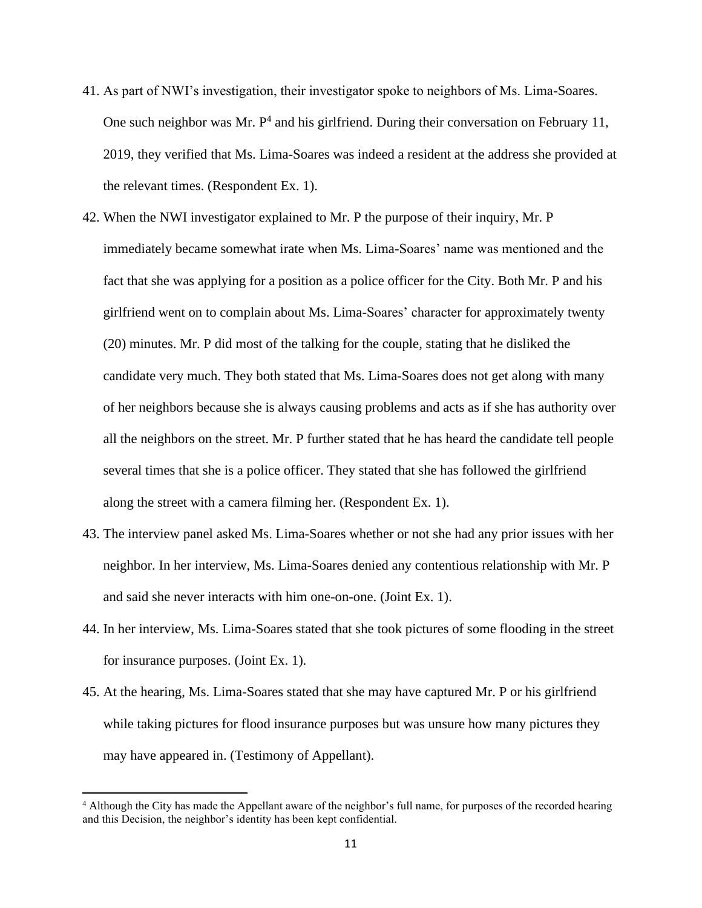41. As part of NWI's investigation, their investigator spoke to neighbors of Ms. Lima-Soares. One such neighbor was Mr. P[4] and his girlfriend. During their conversation on February 11, 2019, they verified that Ms. Lima-Soares was indeed a resident at the address she provided at the relevant times. (Respondent Ex. 1).

42. When the NWI investigator explained to Mr. P the purpose of their inquiry, Mr. P immediately became somewhat irate when Ms. Lima-Soares' name was mentioned and the fact that she was applying for a position as a police officer for the City. Both Mr. P and his girlfriend went on to complain about Ms. Lima-Soares' character for approximately twenty (20) minutes. Mr. P did most of the talking for the couple, stating that he disliked the candidate very much. They both stated that Ms. Lima-Soares does not get along with many of her neighbors because she is always causing problems and acts as if she has authority over all the neighbors on the street. Mr. P further stated that he has heard the candidate tell people several times that she is a police officer. They stated that she has followed the girlfriend along the street with a camera filming her. (Respondent Ex. 1).

43. The interview panel asked Ms. Lima-Soares whether or not she had any prior issues with her neighbor. In her interview, Ms. Lima-Soares denied any contentious relationship with Mr. P and said she never interacts with him one-on-one. (Joint Ex. 1).

44. In her interview, Ms. Lima-Soares stated that she took pictures of some flooding in the street for insurance purposes. (Joint Ex. 1).

45. At the hearing, Ms. Lima-Soares stated that she may have captured Mr. P or his girlfriend while taking pictures for flood insurance purposes but was unsure how many pictures they may have appeared in. (Testimony of Appellant).

---

[4] Although the City has made the Appellant aware of the neighbor's full name, for purposes of the recorded hearing and this Decision, the neighbor's identity has been kept confidential.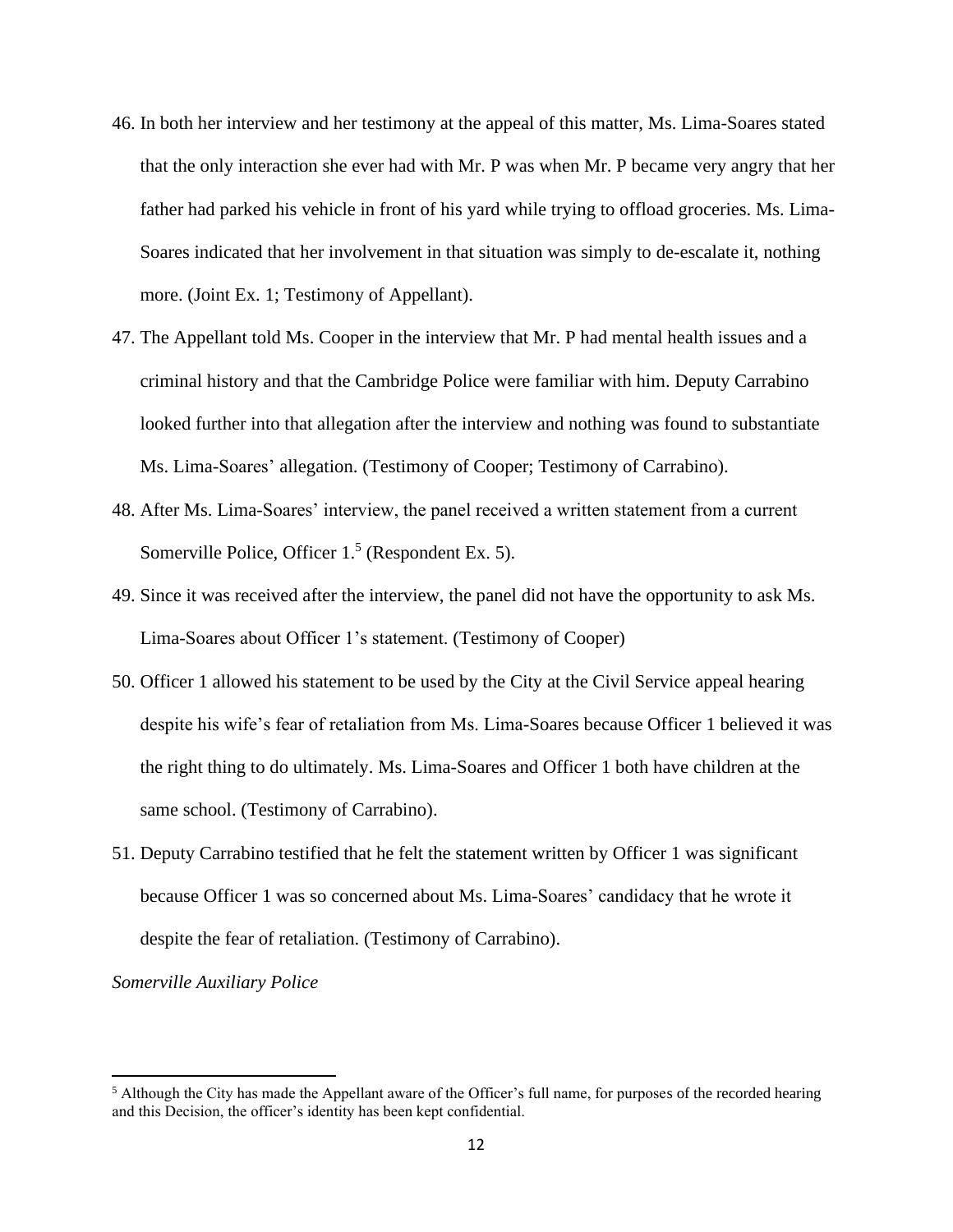46. In both her interview and her testimony at the appeal of this matter, Ms. Lima-Soares stated that the only interaction she ever had with Mr. P was when Mr. P became very angry that her father had parked his vehicle in front of his yard while trying to offload groceries. Ms. Lima-Soares indicated that her involvement in that situation was simply to de-escalate it, nothing more. (Joint Ex. 1; Testimony of Appellant).

47. The Appellant told Ms. Cooper in the interview that Mr. P had mental health issues and a criminal history and that the Cambridge Police were familiar with him. Deputy Carrabino looked further into that allegation after the interview and nothing was found to substantiate Ms. Lima-Soares' allegation. (Testimony of Cooper; Testimony of Carrabino).

48. After Ms. Lima-Soares' interview, the panel received a written statement from a current Somerville Police, Officer 1.[5] (Respondent Ex. 5).

49. Since it was received after the interview, the panel did not have the opportunity to ask Ms. Lima-Soares about Officer 1's statement. (Testimony of Cooper)

50. Officer 1 allowed his statement to be used by the City at the Civil Service appeal hearing despite his wife's fear of retaliation from Ms. Lima-Soares because Officer 1 believed it was the right thing to do ultimately. Ms. Lima-Soares and Officer 1 both have children at the same school. (Testimony of Carrabino).

51. Deputy Carrabino testified that he felt the statement written by Officer 1 was significant because Officer 1 was so concerned about Ms. Lima-Soares' candidacy that he wrote it despite the fear of retaliation. (Testimony of Carrabino).

*Somerville Auxiliary Police*

---

[5] Although the City has made the Appellant aware of the Officer's full name, for purposes of the recorded hearing and this Decision, the officer's identity has been kept confidential.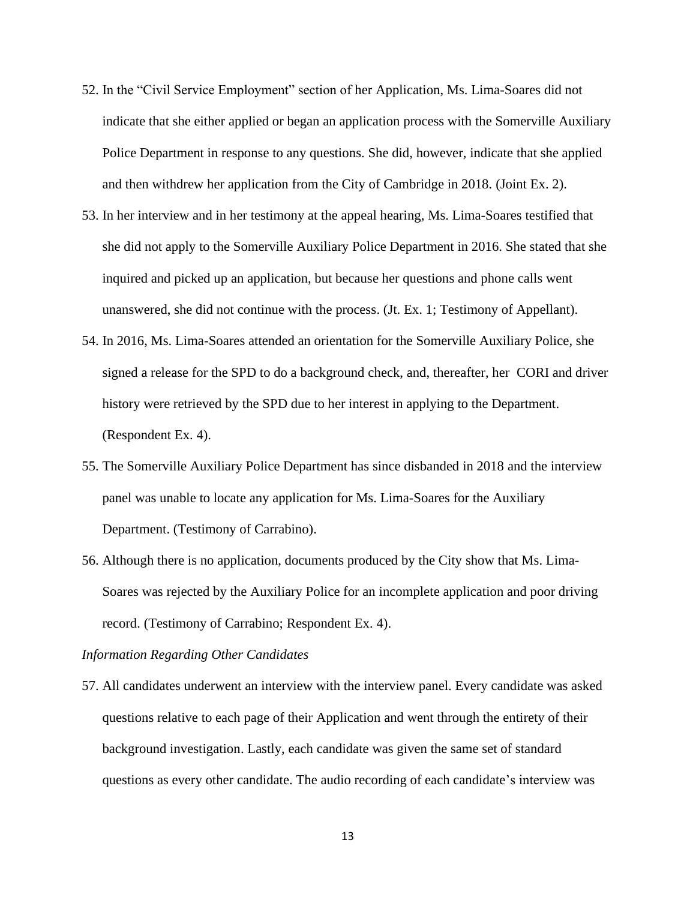52. In the "Civil Service Employment" section of her Application, Ms. Lima-Soares did not indicate that she either applied or began an application process with the Somerville Auxiliary Police Department in response to any questions. She did, however, indicate that she applied and then withdrew her application from the City of Cambridge in 2018. (Joint Ex. 2).

53. In her interview and in her testimony at the appeal hearing, Ms. Lima-Soares testified that she did not apply to the Somerville Auxiliary Police Department in 2016. She stated that she inquired and picked up an application, but because her questions and phone calls went unanswered, she did not continue with the process. (Jt. Ex. 1; Testimony of Appellant).

54. In 2016, Ms. Lima-Soares attended an orientation for the Somerville Auxiliary Police, she signed a release for the SPD to do a background check, and, thereafter, her CORI and driver history were retrieved by the SPD due to her interest in applying to the Department. (Respondent Ex. 4).

55. The Somerville Auxiliary Police Department has since disbanded in 2018 and the interview panel was unable to locate any application for Ms. Lima-Soares for the Auxiliary Department. (Testimony of Carrabino).

56. Although there is no application, documents produced by the City show that Ms. Lima-Soares was rejected by the Auxiliary Police for an incomplete application and poor driving record. (Testimony of Carrabino; Respondent Ex. 4).

*Information Regarding Other Candidates*

57. All candidates underwent an interview with the interview panel. Every candidate was asked questions relative to each page of their Application and went through the entirety of their background investigation. Lastly, each candidate was given the same set of standard questions as every other candidate. The audio recording of each candidate's interview was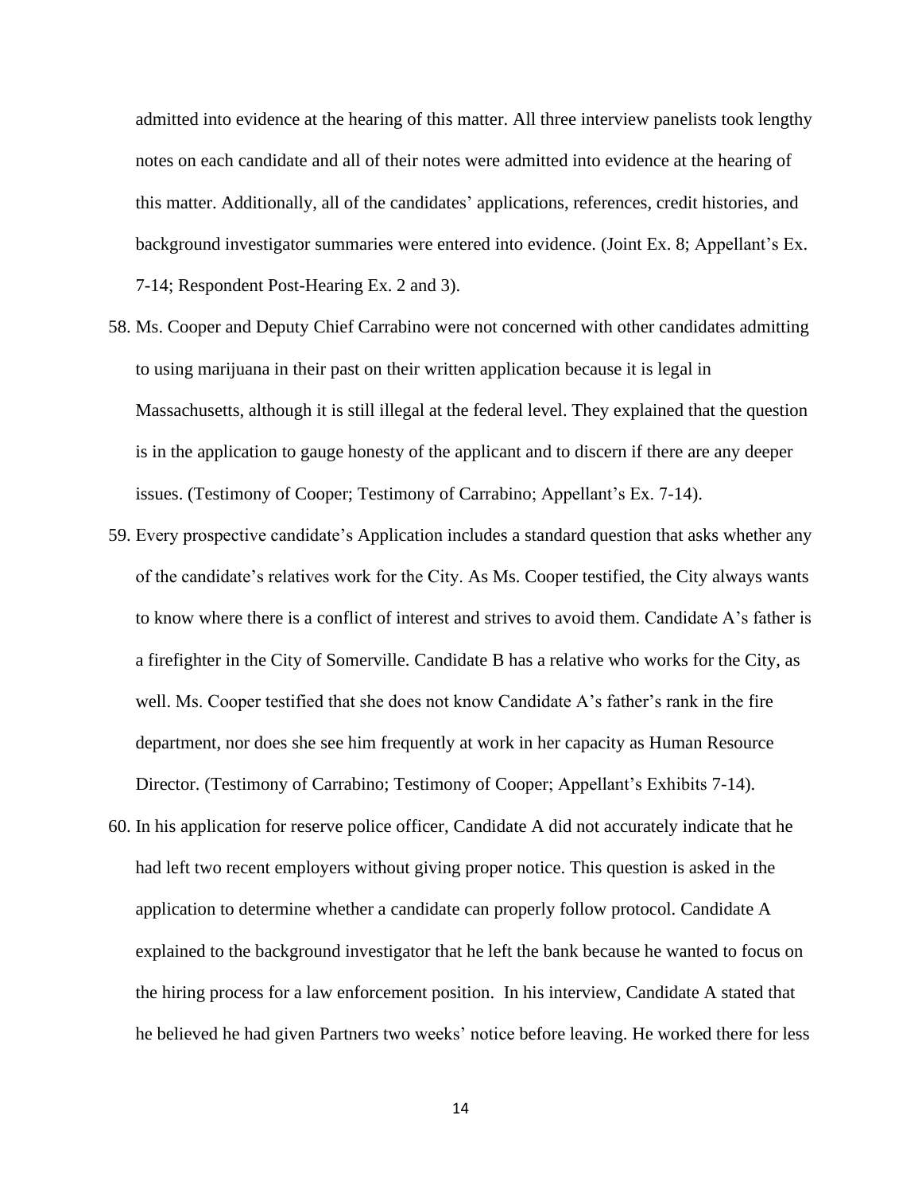admitted into evidence at the hearing of this matter. All three interview panelists took lengthy notes on each candidate and all of their notes were admitted into evidence at the hearing of this matter. Additionally, all of the candidates' applications, references, credit histories, and background investigator summaries were entered into evidence. (Joint Ex. 8; Appellant's Ex. 7-14; Respondent Post-Hearing Ex. 2 and 3).

58. Ms. Cooper and Deputy Chief Carrabino were not concerned with other candidates admitting to using marijuana in their past on their written application because it is legal in Massachusetts, although it is still illegal at the federal level. They explained that the question is in the application to gauge honesty of the applicant and to discern if there are any deeper issues. (Testimony of Cooper; Testimony of Carrabino; Appellant's Ex. 7-14).

59. Every prospective candidate's Application includes a standard question that asks whether any of the candidate's relatives work for the City. As Ms. Cooper testified, the City always wants to know where there is a conflict of interest and strives to avoid them. Candidate A's father is a firefighter in the City of Somerville. Candidate B has a relative who works for the City, as well. Ms. Cooper testified that she does not know Candidate A's father's rank in the fire department, nor does she see him frequently at work in her capacity as Human Resource Director. (Testimony of Carrabino; Testimony of Cooper; Appellant's Exhibits 7-14).

60. In his application for reserve police officer, Candidate A did not accurately indicate that he had left two recent employers without giving proper notice. This question is asked in the application to determine whether a candidate can properly follow protocol. Candidate A explained to the background investigator that he left the bank because he wanted to focus on the hiring process for a law enforcement position. In his interview, Candidate A stated that he believed he had given Partners two weeks' notice before leaving. He worked there for less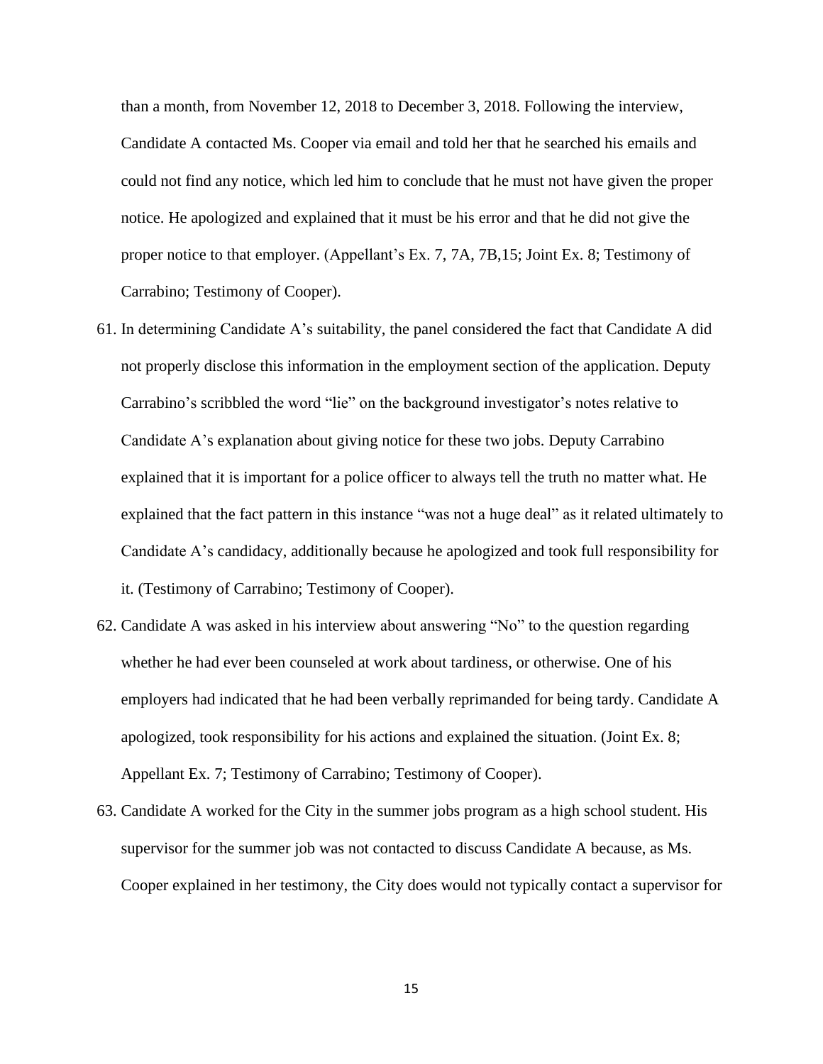than a month, from November 12, 2018 to December 3, 2018. Following the interview, Candidate A contacted Ms. Cooper via email and told her that he searched his emails and could not find any notice, which led him to conclude that he must not have given the proper notice. He apologized and explained that it must be his error and that he did not give the proper notice to that employer. (Appellant's Ex. 7, 7A, 7B,15; Joint Ex. 8; Testimony of Carrabino; Testimony of Cooper).

61. In determining Candidate A's suitability, the panel considered the fact that Candidate A did not properly disclose this information in the employment section of the application. Deputy Carrabino's scribbled the word "lie" on the background investigator's notes relative to Candidate A's explanation about giving notice for these two jobs. Deputy Carrabino explained that it is important for a police officer to always tell the truth no matter what. He explained that the fact pattern in this instance "was not a huge deal" as it related ultimately to Candidate A's candidacy, additionally because he apologized and took full responsibility for it. (Testimony of Carrabino; Testimony of Cooper).

62. Candidate A was asked in his interview about answering "No" to the question regarding whether he had ever been counseled at work about tardiness, or otherwise. One of his employers had indicated that he had been verbally reprimanded for being tardy. Candidate A apologized, took responsibility for his actions and explained the situation. (Joint Ex. 8; Appellant Ex. 7; Testimony of Carrabino; Testimony of Cooper).

63. Candidate A worked for the City in the summer jobs program as a high school student. His supervisor for the summer job was not contacted to discuss Candidate A because, as Ms. Cooper explained in her testimony, the City does would not typically contact a supervisor for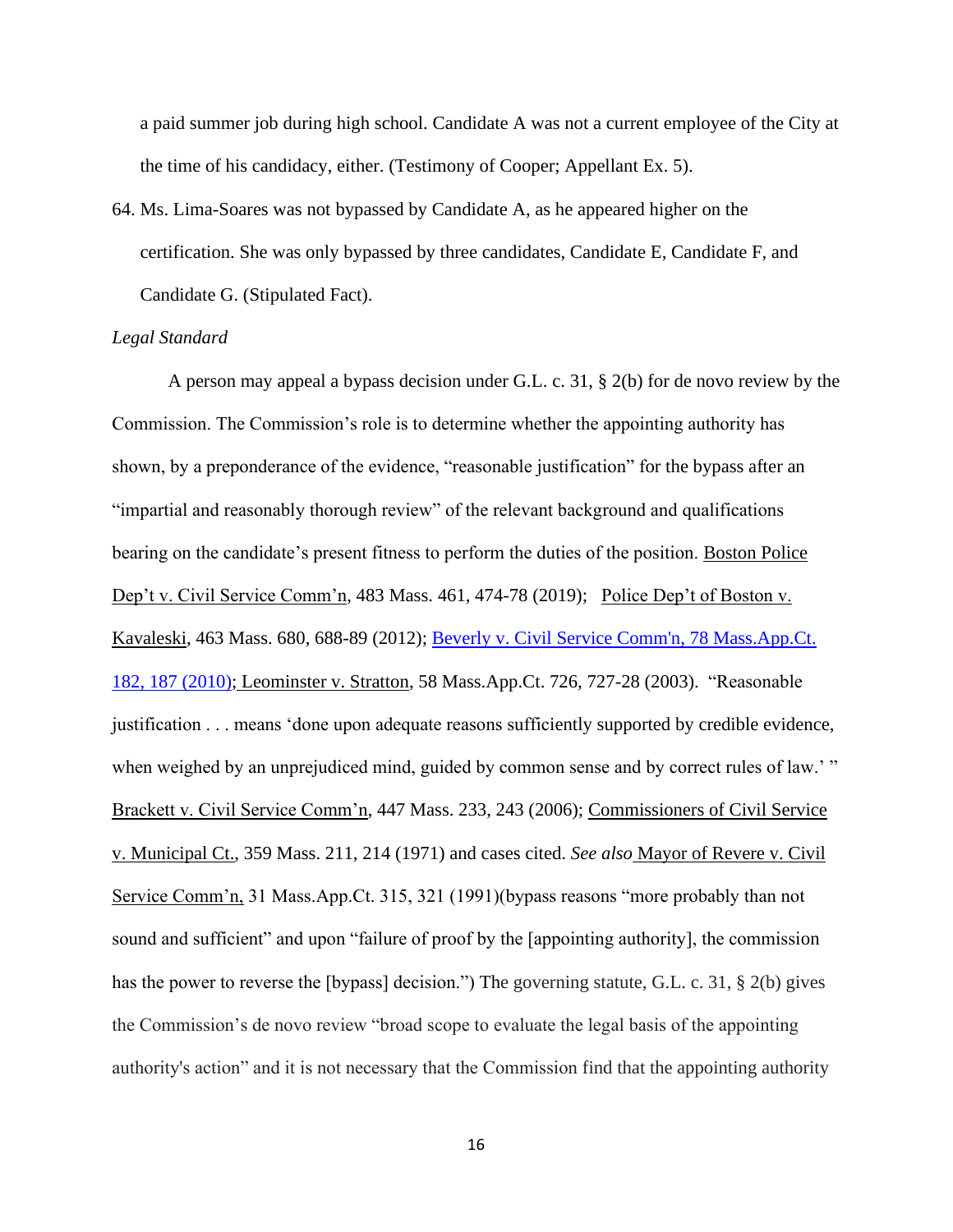a paid summer job during high school. Candidate A was not a current employee of the City at the time of his candidacy, either. (Testimony of Cooper; Appellant Ex. 5).

64. Ms. Lima-Soares was not bypassed by Candidate A, as he appeared higher on the certification. She was only bypassed by three candidates, Candidate E, Candidate F, and Candidate G. (Stipulated Fact).

*Legal Standard*

A person may appeal a bypass decision under G.L. c. 31, § 2(b) for de novo review by the Commission. The Commission's role is to determine whether the appointing authority has shown, by a preponderance of the evidence, "reasonable justification" for the bypass after an "impartial and reasonably thorough review" of the relevant background and qualifications bearing on the candidate's present fitness to perform the duties of the position. Boston Police Dep't v. Civil Service Comm'n, 483 Mass. 461, 474-78 (2019); Police Dep't of Boston v. Kavaleski, 463 Mass. 680, 688-89 (2012); Beverly v. Civil Service Comm'n, 78 Mass.App.Ct. 182, 187 (2010); Leominster v. Stratton, 58 Mass.App.Ct. 726, 727-28 (2003). "Reasonable justification . . . means 'done upon adequate reasons sufficiently supported by credible evidence, when weighed by an unprejudiced mind, guided by common sense and by correct rules of law.' " Brackett v. Civil Service Comm'n, 447 Mass. 233, 243 (2006); Commissioners of Civil Service v. Municipal Ct., 359 Mass. 211, 214 (1971) and cases cited. *See also* Mayor of Revere v. Civil Service Comm'n, 31 Mass.App.Ct. 315, 321 (1991)(bypass reasons "more probably than not sound and sufficient" and upon "failure of proof by the [appointing authority], the commission has the power to reverse the [bypass] decision.") The governing statute, G.L. c. 31, § 2(b) gives the Commission's de novo review "broad scope to evaluate the legal basis of the appointing authority's action" and it is not necessary that the Commission find that the appointing authority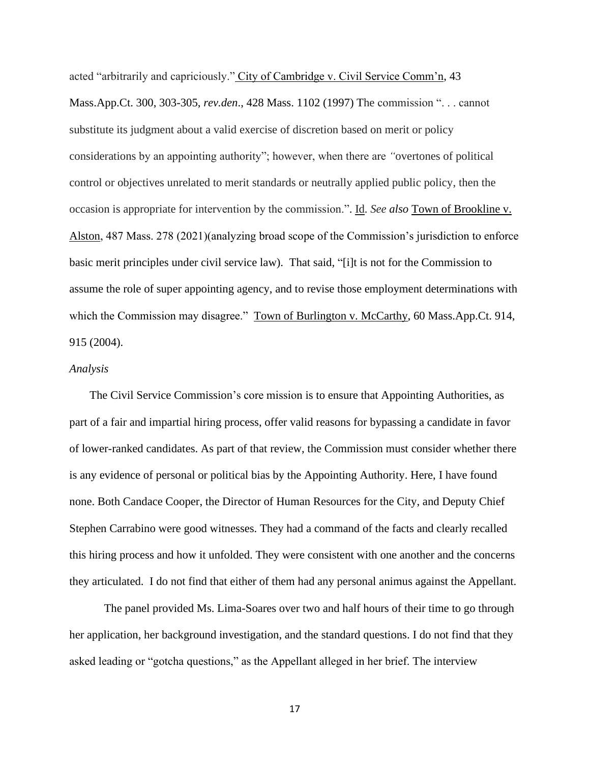acted "arbitrarily and capriciously." City of Cambridge v. Civil Service Comm'n, 43 Mass.App.Ct. 300, 303-305, *rev.den*., 428 Mass. 1102 (1997) The commission ". . . cannot substitute its judgment about a valid exercise of discretion based on merit or policy considerations by an appointing authority"; however, when there are "overtones of political control or objectives unrelated to merit standards or neutrally applied public policy, then the occasion is appropriate for intervention by the commission.". Id. *See also* Town of Brookline v. Alston, 487 Mass. 278 (2021)(analyzing broad scope of the Commission's jurisdiction to enforce basic merit principles under civil service law). That said, "[i]t is not for the Commission to assume the role of super appointing agency, and to revise those employment determinations with which the Commission may disagree." Town of Burlington v. McCarthy, 60 Mass.App.Ct. 914, 915 (2004).

*Analysis*

The Civil Service Commission's core mission is to ensure that Appointing Authorities, as part of a fair and impartial hiring process, offer valid reasons for bypassing a candidate in favor of lower-ranked candidates. As part of that review, the Commission must consider whether there is any evidence of personal or political bias by the Appointing Authority. Here, I have found none. Both Candace Cooper, the Director of Human Resources for the City, and Deputy Chief Stephen Carrabino were good witnesses. They had a command of the facts and clearly recalled this hiring process and how it unfolded. They were consistent with one another and the concerns they articulated. I do not find that either of them had any personal animus against the Appellant.

The panel provided Ms. Lima-Soares over two and half hours of their time to go through her application, her background investigation, and the standard questions. I do not find that they asked leading or "gotcha questions," as the Appellant alleged in her brief. The interview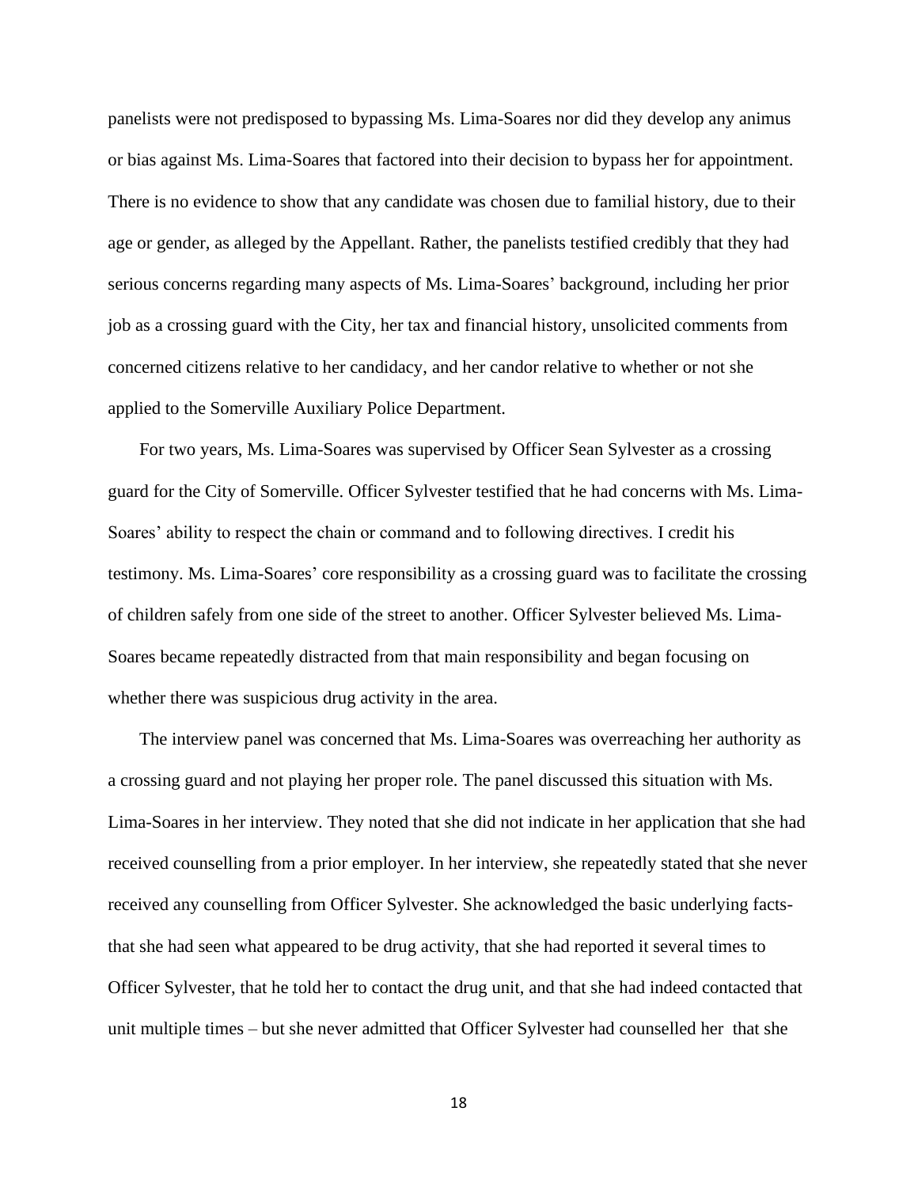panelists were not predisposed to bypassing Ms. Lima-Soares nor did they develop any animus or bias against Ms. Lima-Soares that factored into their decision to bypass her for appointment. There is no evidence to show that any candidate was chosen due to familial history, due to their age or gender, as alleged by the Appellant. Rather, the panelists testified credibly that they had serious concerns regarding many aspects of Ms. Lima-Soares' background, including her prior job as a crossing guard with the City, her tax and financial history, unsolicited comments from concerned citizens relative to her candidacy, and her candor relative to whether or not she applied to the Somerville Auxiliary Police Department.

For two years, Ms. Lima-Soares was supervised by Officer Sean Sylvester as a crossing guard for the City of Somerville. Officer Sylvester testified that he had concerns with Ms. Lima-Soares' ability to respect the chain or command and to following directives. I credit his testimony. Ms. Lima-Soares' core responsibility as a crossing guard was to facilitate the crossing of children safely from one side of the street to another. Officer Sylvester believed Ms. Lima-Soares became repeatedly distracted from that main responsibility and began focusing on whether there was suspicious drug activity in the area.

The interview panel was concerned that Ms. Lima-Soares was overreaching her authority as a crossing guard and not playing her proper role. The panel discussed this situation with Ms. Lima-Soares in her interview. They noted that she did not indicate in her application that she had received counselling from a prior employer. In her interview, she repeatedly stated that she never received any counselling from Officer Sylvester. She acknowledged the basic underlying facts- that she had seen what appeared to be drug activity, that she had reported it several times to Officer Sylvester, that he told her to contact the drug unit, and that she had indeed contacted that unit multiple times – but she never admitted that Officer Sylvester had counselled her that she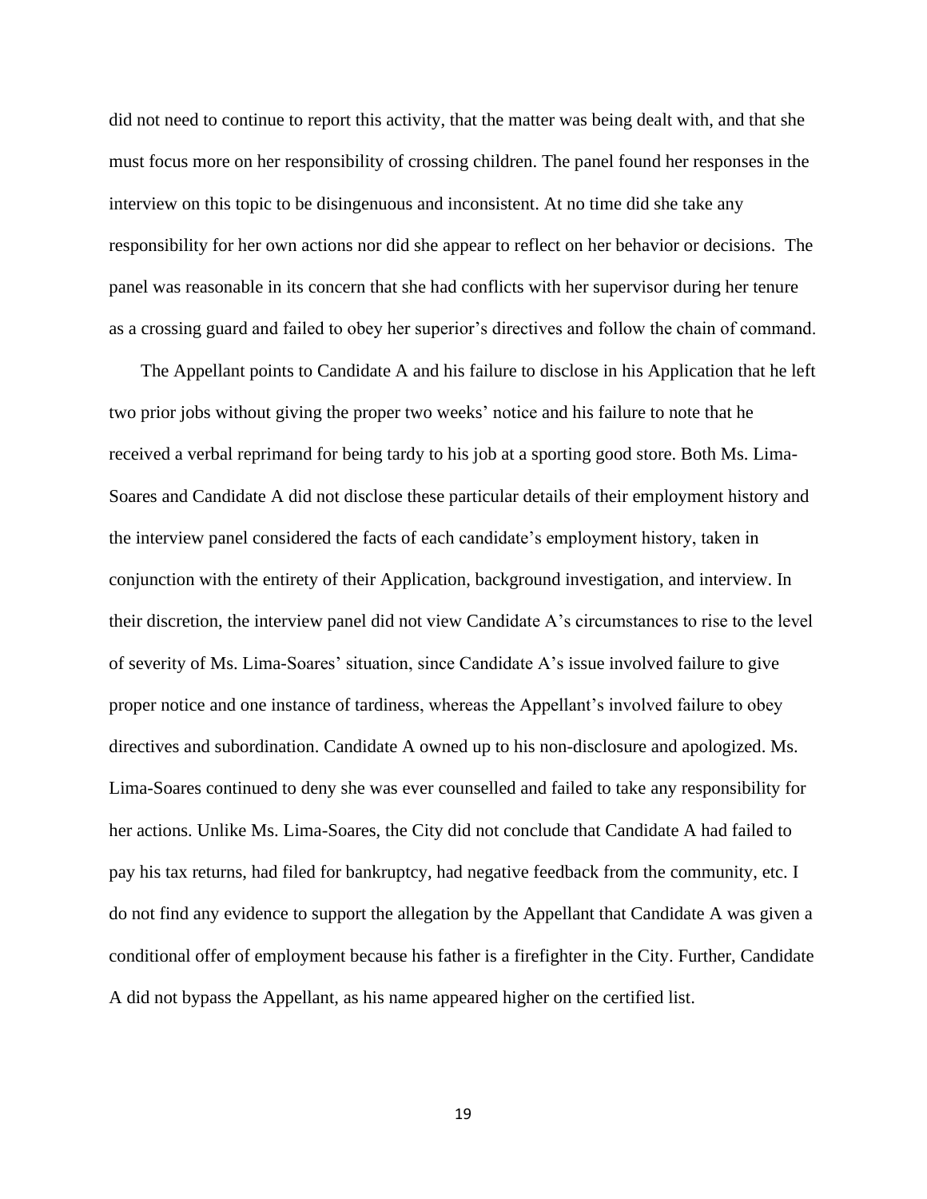did not need to continue to report this activity, that the matter was being dealt with, and that she must focus more on her responsibility of crossing children. The panel found her responses in the interview on this topic to be disingenuous and inconsistent. At no time did she take any responsibility for her own actions nor did she appear to reflect on her behavior or decisions. The panel was reasonable in its concern that she had conflicts with her supervisor during her tenure as a crossing guard and failed to obey her superior's directives and follow the chain of command.

The Appellant points to Candidate A and his failure to disclose in his Application that he left two prior jobs without giving the proper two weeks' notice and his failure to note that he received a verbal reprimand for being tardy to his job at a sporting good store. Both Ms. Lima-Soares and Candidate A did not disclose these particular details of their employment history and the interview panel considered the facts of each candidate's employment history, taken in conjunction with the entirety of their Application, background investigation, and interview. In their discretion, the interview panel did not view Candidate A's circumstances to rise to the level of severity of Ms. Lima-Soares' situation, since Candidate A's issue involved failure to give proper notice and one instance of tardiness, whereas the Appellant's involved failure to obey directives and subordination. Candidate A owned up to his non-disclosure and apologized. Ms. Lima-Soares continued to deny she was ever counselled and failed to take any responsibility for her actions. Unlike Ms. Lima-Soares, the City did not conclude that Candidate A had failed to pay his tax returns, had filed for bankruptcy, had negative feedback from the community, etc. I do not find any evidence to support the allegation by the Appellant that Candidate A was given a conditional offer of employment because his father is a firefighter in the City. Further, Candidate A did not bypass the Appellant, as his name appeared higher on the certified list.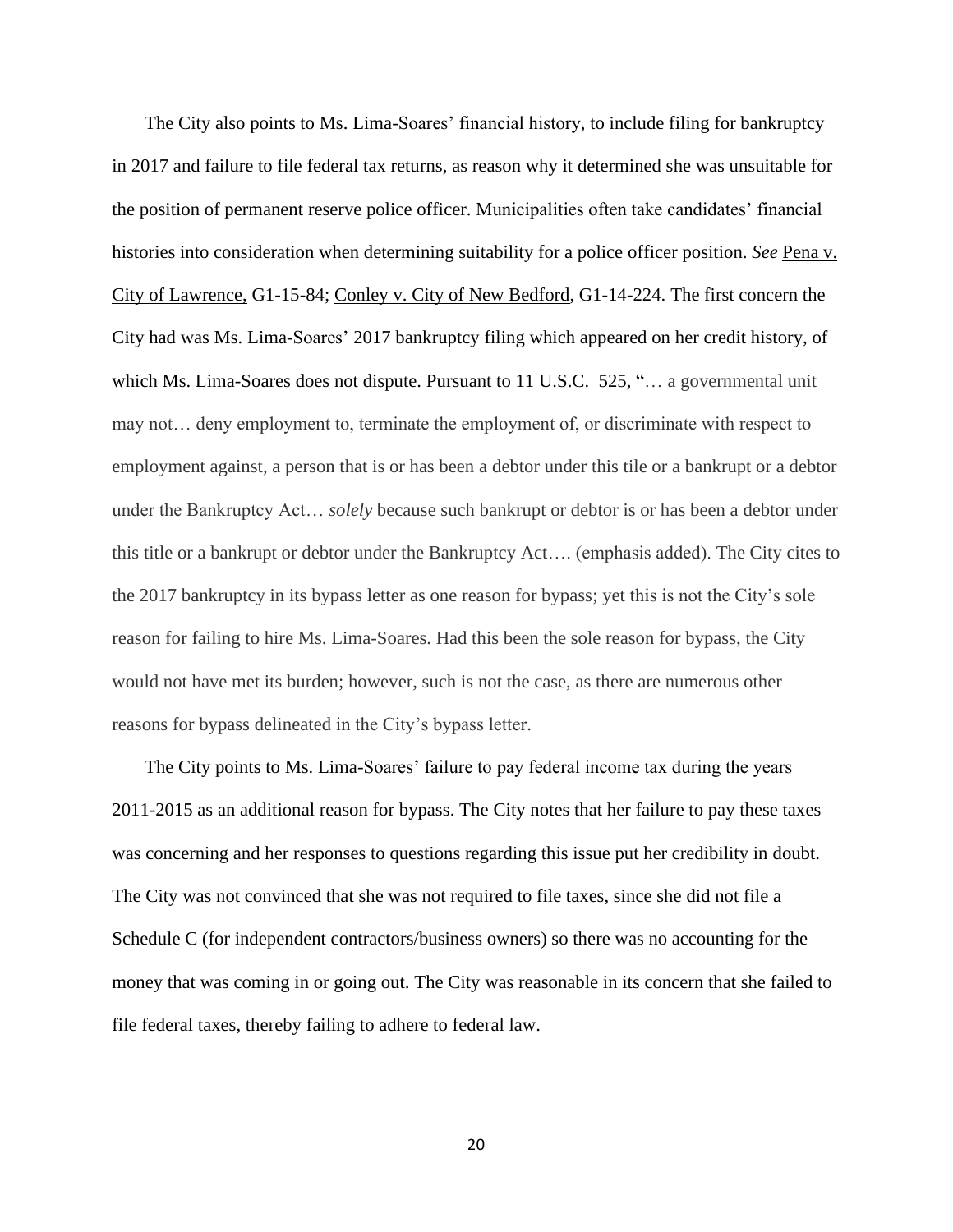The City also points to Ms. Lima-Soares' financial history, to include filing for bankruptcy in 2017 and failure to file federal tax returns, as reason why it determined she was unsuitable for the position of permanent reserve police officer. Municipalities often take candidates' financial histories into consideration when determining suitability for a police officer position. *See* Pena v. City of Lawrence, G1-15-84; Conley v. City of New Bedford, G1-14-224. The first concern the City had was Ms. Lima-Soares' 2017 bankruptcy filing which appeared on her credit history, of which Ms. Lima-Soares does not dispute. Pursuant to 11 U.S.C. 525, "… a governmental unit may not… deny employment to, terminate the employment of, or discriminate with respect to employment against, a person that is or has been a debtor under this tile or a bankrupt or a debtor under the Bankruptcy Act… *solely* because such bankrupt or debtor is or has been a debtor under this title or a bankrupt or debtor under the Bankruptcy Act…. (emphasis added). The City cites to the 2017 bankruptcy in its bypass letter as one reason for bypass; yet this is not the City's sole reason for failing to hire Ms. Lima-Soares. Had this been the sole reason for bypass, the City would not have met its burden; however, such is not the case, as there are numerous other reasons for bypass delineated in the City's bypass letter.

The City points to Ms. Lima-Soares' failure to pay federal income tax during the years 2011-2015 as an additional reason for bypass. The City notes that her failure to pay these taxes was concerning and her responses to questions regarding this issue put her credibility in doubt. The City was not convinced that she was not required to file taxes, since she did not file a Schedule C (for independent contractors/business owners) so there was no accounting for the money that was coming in or going out. The City was reasonable in its concern that she failed to file federal taxes, thereby failing to adhere to federal law.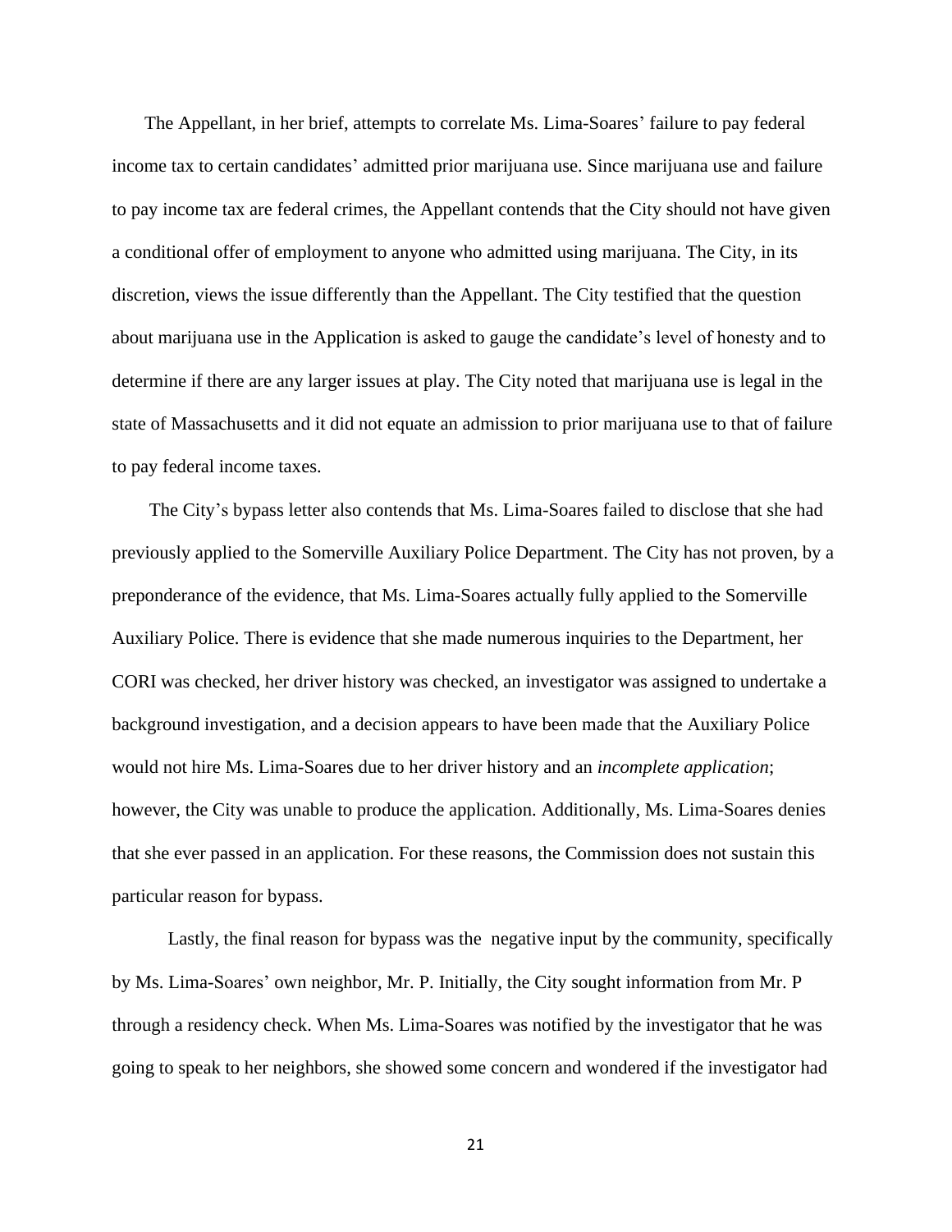The Appellant, in her brief, attempts to correlate Ms. Lima-Soares' failure to pay federal income tax to certain candidates' admitted prior marijuana use. Since marijuana use and failure to pay income tax are federal crimes, the Appellant contends that the City should not have given a conditional offer of employment to anyone who admitted using marijuana. The City, in its discretion, views the issue differently than the Appellant. The City testified that the question about marijuana use in the Application is asked to gauge the candidate's level of honesty and to determine if there are any larger issues at play. The City noted that marijuana use is legal in the state of Massachusetts and it did not equate an admission to prior marijuana use to that of failure to pay federal income taxes.

The City's bypass letter also contends that Ms. Lima-Soares failed to disclose that she had previously applied to the Somerville Auxiliary Police Department. The City has not proven, by a preponderance of the evidence, that Ms. Lima-Soares actually fully applied to the Somerville Auxiliary Police. There is evidence that she made numerous inquiries to the Department, her CORI was checked, her driver history was checked, an investigator was assigned to undertake a background investigation, and a decision appears to have been made that the Auxiliary Police would not hire Ms. Lima-Soares due to her driver history and an *incomplete application*; however, the City was unable to produce the application. Additionally, Ms. Lima-Soares denies that she ever passed in an application. For these reasons, the Commission does not sustain this particular reason for bypass.

Lastly, the final reason for bypass was the negative input by the community, specifically by Ms. Lima-Soares' own neighbor, Mr. P. Initially, the City sought information from Mr. P through a residency check. When Ms. Lima-Soares was notified by the investigator that he was going to speak to her neighbors, she showed some concern and wondered if the investigator had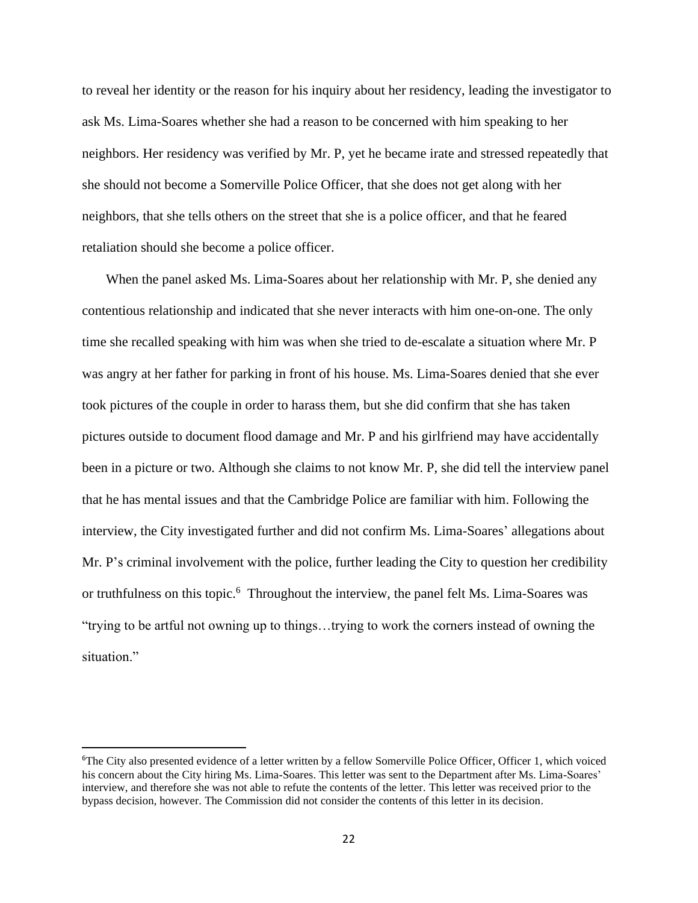to reveal her identity or the reason for his inquiry about her residency, leading the investigator to ask Ms. Lima-Soares whether she had a reason to be concerned with him speaking to her neighbors. Her residency was verified by Mr. P, yet he became irate and stressed repeatedly that she should not become a Somerville Police Officer, that she does not get along with her neighbors, that she tells others on the street that she is a police officer, and that he feared retaliation should she become a police officer.

When the panel asked Ms. Lima-Soares about her relationship with Mr. P, she denied any contentious relationship and indicated that she never interacts with him one-on-one. The only time she recalled speaking with him was when she tried to de-escalate a situation where Mr. P was angry at her father for parking in front of his house. Ms. Lima-Soares denied that she ever took pictures of the couple in order to harass them, but she did confirm that she has taken pictures outside to document flood damage and Mr. P and his girlfriend may have accidentally been in a picture or two. Although she claims to not know Mr. P, she did tell the interview panel that he has mental issues and that the Cambridge Police are familiar with him. Following the interview, the City investigated further and did not confirm Ms. Lima-Soares' allegations about Mr. P's criminal involvement with the police, further leading the City to question her credibility or truthfulness on this topic.[6] Throughout the interview, the panel felt Ms. Lima-Soares was "trying to be artful not owning up to things…trying to work the corners instead of owning the situation."

---

[6]The City also presented evidence of a letter written by a fellow Somerville Police Officer, Officer 1, which voiced his concern about the City hiring Ms. Lima-Soares. This letter was sent to the Department after Ms. Lima-Soares' interview, and therefore she was not able to refute the contents of the letter. This letter was received prior to the bypass decision, however. The Commission did not consider the contents of this letter in its decision.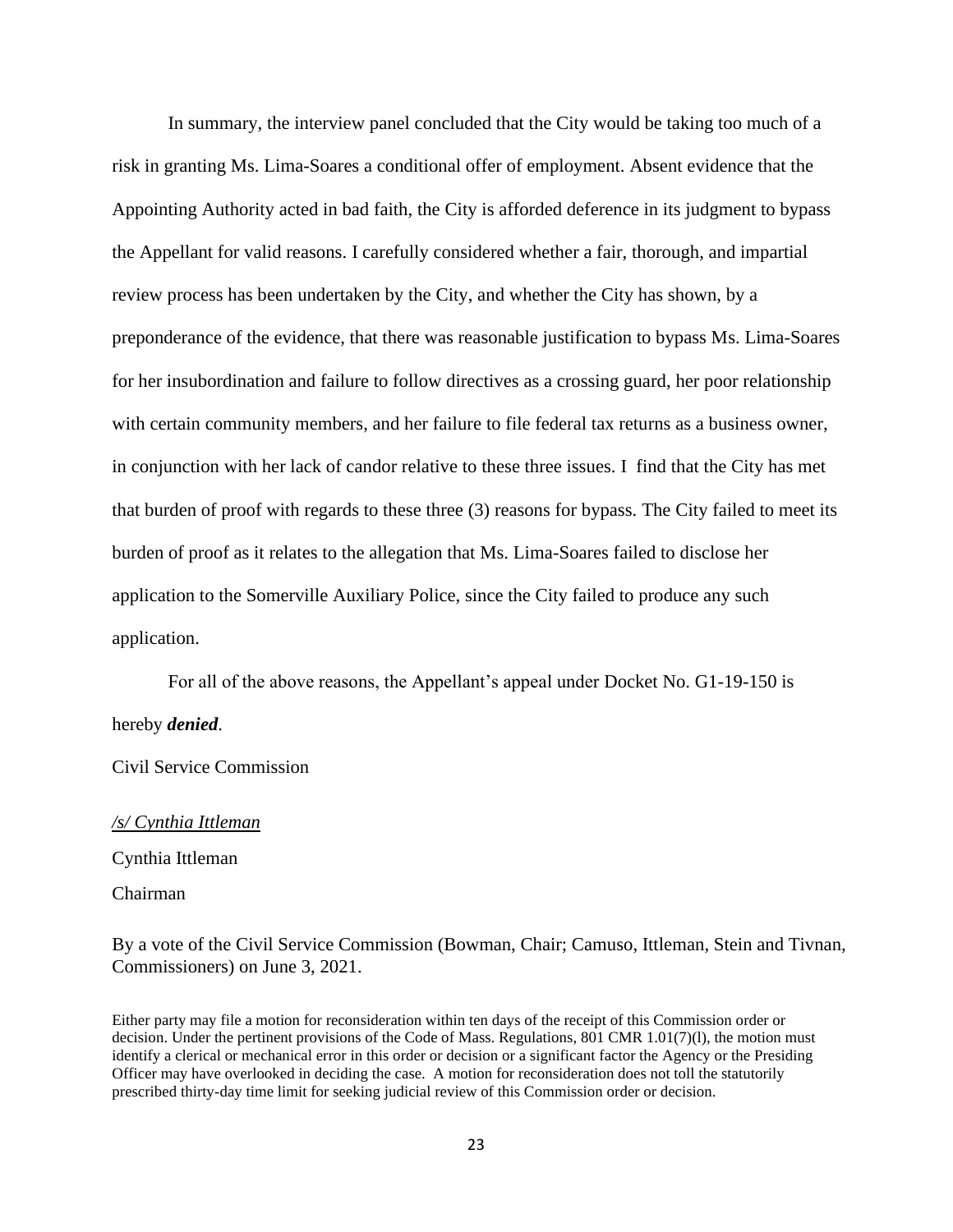In summary, the interview panel concluded that the City would be taking too much of a risk in granting Ms. Lima-Soares a conditional offer of employment. Absent evidence that the Appointing Authority acted in bad faith, the City is afforded deference in its judgment to bypass the Appellant for valid reasons. I carefully considered whether a fair, thorough, and impartial review process has been undertaken by the City, and whether the City has shown, by a preponderance of the evidence, that there was reasonable justification to bypass Ms. Lima-Soares for her insubordination and failure to follow directives as a crossing guard, her poor relationship with certain community members, and her failure to file federal tax returns as a business owner, in conjunction with her lack of candor relative to these three issues. I find that the City has met that burden of proof with regards to these three (3) reasons for bypass. The City failed to meet its burden of proof as it relates to the allegation that Ms. Lima-Soares failed to disclose her application to the Somerville Auxiliary Police, since the City failed to produce any such application.

For all of the above reasons, the Appellant's appeal under Docket No. G1-19-150 is hereby ***denied***.

Civil Service Commission

*/s/ Cynthia Ittleman*

Cynthia Ittleman

Chairman

By a vote of the Civil Service Commission (Bowman, Chair; Camuso, Ittleman, Stein and Tivnan, Commissioners) on June 3, 2021.

Either party may file a motion for reconsideration within ten days of the receipt of this Commission order or decision. Under the pertinent provisions of the Code of Mass. Regulations, 801 CMR 1.01(7)(l), the motion must identify a clerical or mechanical error in this order or decision or a significant factor the Agency or the Presiding Officer may have overlooked in deciding the case. A motion for reconsideration does not toll the statutorily prescribed thirty-day time limit for seeking judicial review of this Commission order or decision.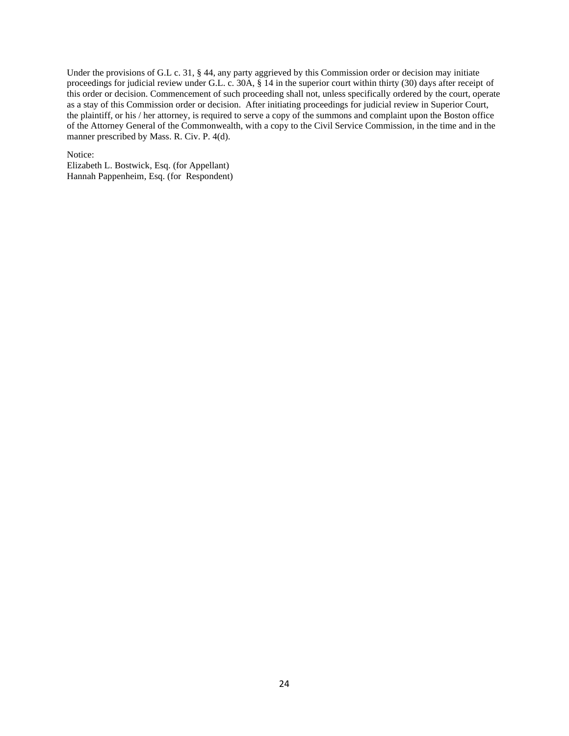Under the provisions of G.L c. 31, § 44, any party aggrieved by this Commission order or decision may initiate proceedings for judicial review under G.L. c. 30A, § 14 in the superior court within thirty (30) days after receipt of this order or decision. Commencement of such proceeding shall not, unless specifically ordered by the court, operate as a stay of this Commission order or decision. After initiating proceedings for judicial review in Superior Court, the plaintiff, or his / her attorney, is required to serve a copy of the summons and complaint upon the Boston office of the Attorney General of the Commonwealth, with a copy to the Civil Service Commission, in the time and in the manner prescribed by Mass. R. Civ. P. 4(d).

Notice:
Elizabeth L. Bostwick, Esq. (for Appellant)
Hannah Pappenheim, Esq. (for Respondent)